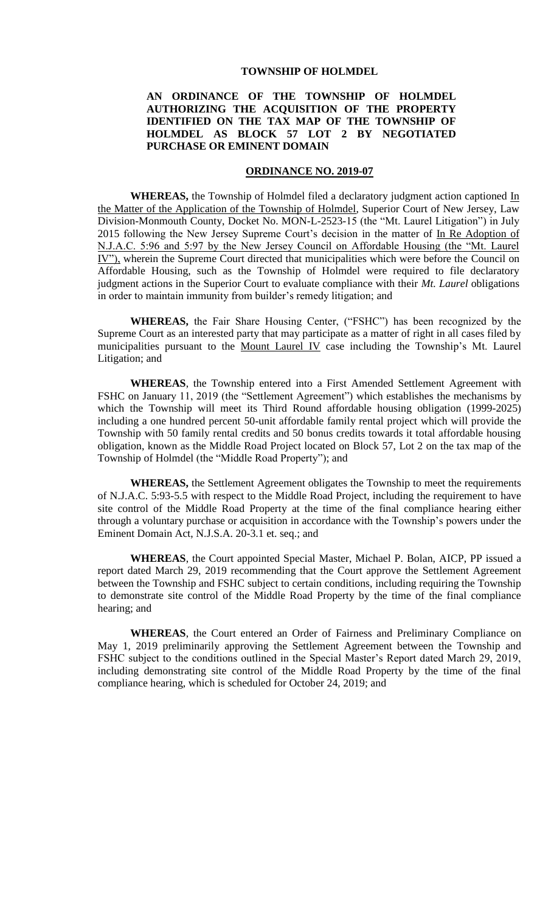**TOWNSHIP OF HOLMDEL**

**AN ORDINANCE OF THE TOWNSHIP OF HOLMDEL AUTHORIZING THE ACQUISITION OF THE PROPERTY IDENTIFIED ON THE TAX MAP OF THE TOWNSHIP OF HOLMDEL AS BLOCK 57 LOT 2 BY NEGOTIATED PURCHASE OR EMINENT DOMAIN**

**ORDINANCE NO. 2019-07**

**WHEREAS,** the Township of Holmdel filed a declaratory judgment action captioned In the Matter of the Application of the Township of Holmdel, Superior Court of New Jersey, Law Division-Monmouth County, Docket No. MON-L-2523-15 (the "Mt. Laurel Litigation") in July 2015 following the New Jersey Supreme Court's decision in the matter of In Re Adoption of N.J.A.C. 5:96 and 5:97 by the New Jersey Council on Affordable Housing (the "Mt. Laurel IV"), wherein the Supreme Court directed that municipalities which were before the Council on Affordable Housing, such as the Township of Holmdel were required to file declaratory judgment actions in the Superior Court to evaluate compliance with their *Mt. Laurel* obligations in order to maintain immunity from builder's remedy litigation; and

**WHEREAS,** the Fair Share Housing Center, ("FSHC") has been recognized by the Supreme Court as an interested party that may participate as a matter of right in all cases filed by municipalities pursuant to the Mount Laurel IV case including the Township's Mt. Laurel Litigation; and

**WHEREAS**, the Township entered into a First Amended Settlement Agreement with FSHC on January 11, 2019 (the "Settlement Agreement") which establishes the mechanisms by which the Township will meet its Third Round affordable housing obligation (1999-2025) including a one hundred percent 50-unit affordable family rental project which will provide the Township with 50 family rental credits and 50 bonus credits towards it total affordable housing obligation, known as the Middle Road Project located on Block 57, Lot 2 on the tax map of the Township of Holmdel (the "Middle Road Property"); and

**WHEREAS,** the Settlement Agreement obligates the Township to meet the requirements of N.J.A.C. 5:93-5.5 with respect to the Middle Road Project, including the requirement to have site control of the Middle Road Property at the time of the final compliance hearing either through a voluntary purchase or acquisition in accordance with the Township's powers under the Eminent Domain Act, N.J.S.A. 20-3.1 et. seq.; and

**WHEREAS**, the Court appointed Special Master, Michael P. Bolan, AICP, PP issued a report dated March 29, 2019 recommending that the Court approve the Settlement Agreement between the Township and FSHC subject to certain conditions, including requiring the Township to demonstrate site control of the Middle Road Property by the time of the final compliance hearing; and

**WHEREAS**, the Court entered an Order of Fairness and Preliminary Compliance on May 1, 2019 preliminarily approving the Settlement Agreement between the Township and FSHC subject to the conditions outlined in the Special Master's Report dated March 29, 2019, including demonstrating site control of the Middle Road Property by the time of the final compliance hearing, which is scheduled for October 24, 2019; and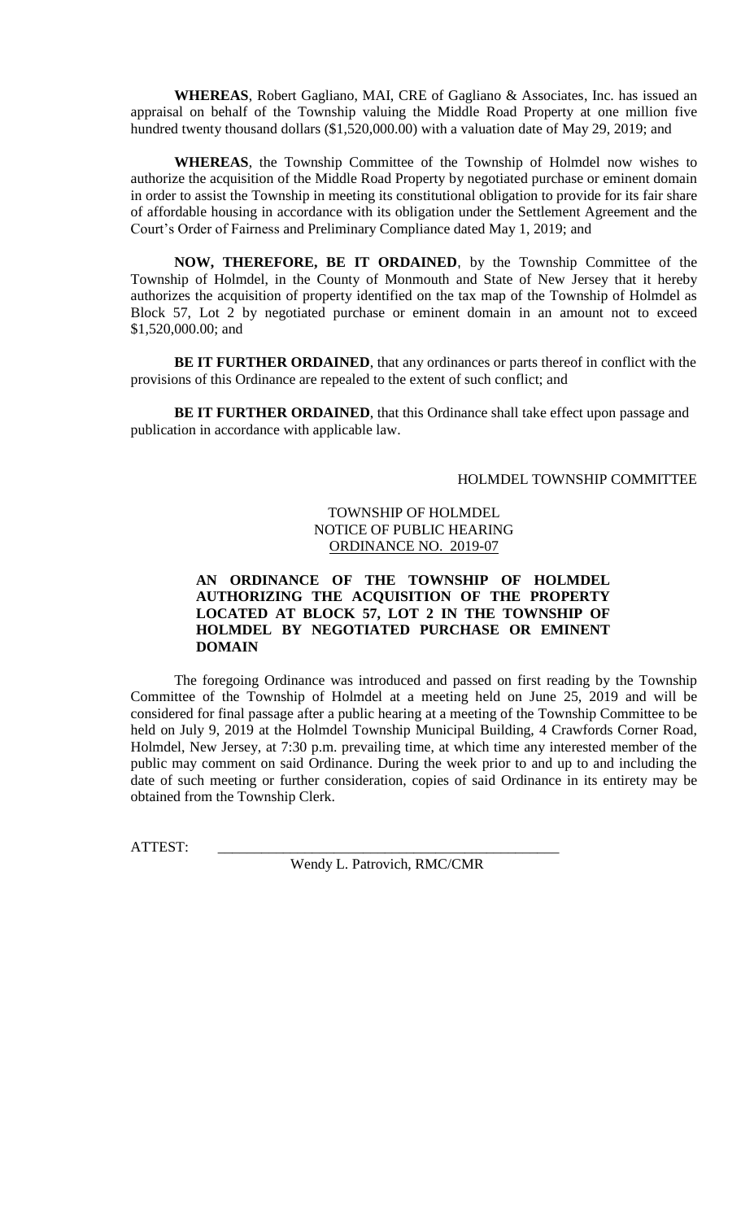**WHEREAS**, Robert Gagliano, MAI, CRE of Gagliano & Associates, Inc. has issued an appraisal on behalf of the Township valuing the Middle Road Property at one million five hundred twenty thousand dollars ($1,520,000.00) with a valuation date of May 29, 2019; and

**WHEREAS**, the Township Committee of the Township of Holmdel now wishes to authorize the acquisition of the Middle Road Property by negotiated purchase or eminent domain in order to assist the Township in meeting its constitutional obligation to provide for its fair share of affordable housing in accordance with its obligation under the Settlement Agreement and the Court's Order of Fairness and Preliminary Compliance dated May 1, 2019; and

**NOW, THEREFORE, BE IT ORDAINED**, by the Township Committee of the Township of Holmdel, in the County of Monmouth and State of New Jersey that it hereby authorizes the acquisition of property identified on the tax map of the Township of Holmdel as Block 57, Lot 2 by negotiated purchase or eminent domain in an amount not to exceed $1,520,000.00; and

**BE IT FURTHER ORDAINED**, that any ordinances or parts thereof in conflict with the provisions of this Ordinance are repealed to the extent of such conflict; and

**BE IT FURTHER ORDAINED**, that this Ordinance shall take effect upon passage and publication in accordance with applicable law.

HOLMDEL TOWNSHIP COMMITTEE

TOWNSHIP OF HOLMDEL
NOTICE OF PUBLIC HEARING
ORDINANCE NO. 2019-07

**AN ORDINANCE OF THE TOWNSHIP OF HOLMDEL AUTHORIZING THE ACQUISITION OF THE PROPERTY LOCATED AT BLOCK 57, LOT 2 IN THE TOWNSHIP OF HOLMDEL BY NEGOTIATED PURCHASE OR EMINENT DOMAIN**

The foregoing Ordinance was introduced and passed on first reading by the Township Committee of the Township of Holmdel at a meeting held on June 25, 2019 and will be considered for final passage after a public hearing at a meeting of the Township Committee to be held on July 9, 2019 at the Holmdel Township Municipal Building, 4 Crawfords Corner Road, Holmdel, New Jersey, at 7:30 p.m. prevailing time, at which time any interested member of the public may comment on said Ordinance. During the week prior to and up to and including the date of such meeting or further consideration, copies of said Ordinance in its entirety may be obtained from the Township Clerk.

ATTEST: \_\_\_\_\_\_\_\_\_\_\_\_\_\_\_\_\_\_\_\_\_\_\_\_\_\_\_\_\_\_\_\_\_\_\_\_\_\_\_\_\_\_\_\_\_\_\_\_

Wendy L. Patrovich, RMC/CMR